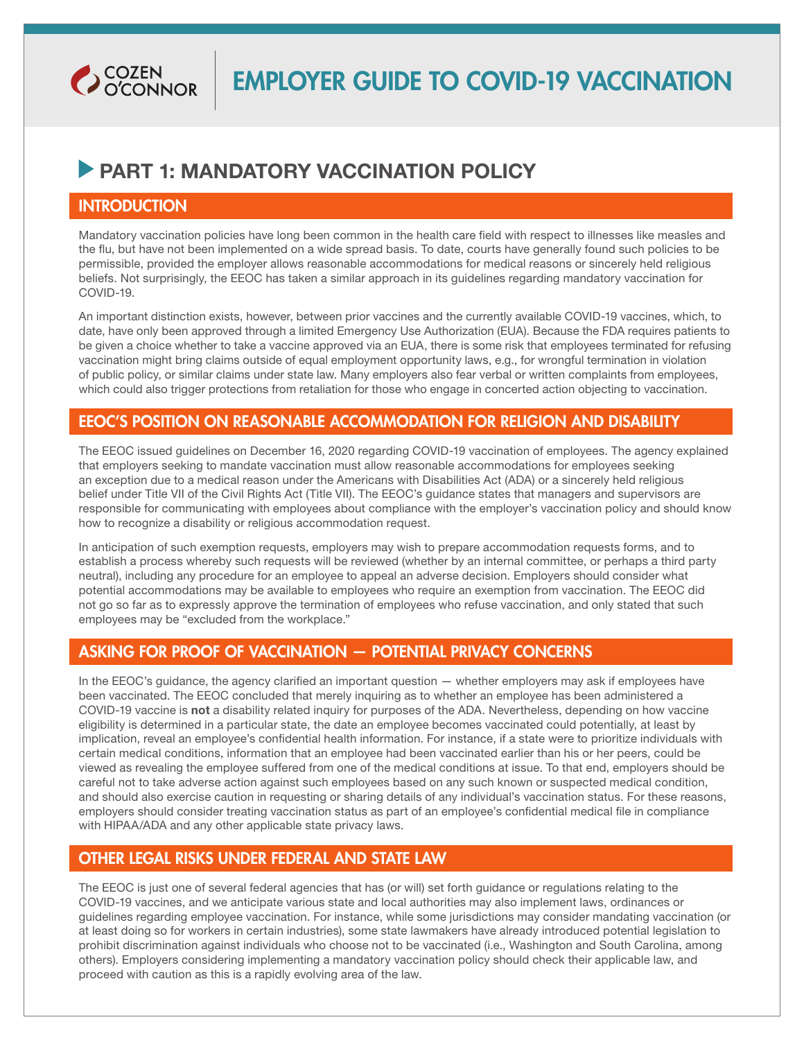COZEN O'CONNOR

# EMPLOYER GUIDE TO COVID-19 VACCINATION

## PART 1: MANDATORY VACCINATION POLICY

### INTRODUCTION

Mandatory vaccination policies have long been common in the health care field with respect to illnesses like measles and the flu, but have not been implemented on a wide spread basis. To date, courts have generally found such policies to be permissible, provided the employer allows reasonable accommodations for medical reasons or sincerely held religious beliefs. Not surprisingly, the EEOC has taken a similar approach in its guidelines regarding mandatory vaccination for COVID-19.

An important distinction exists, however, between prior vaccines and the currently available COVID-19 vaccines, which, to date, have only been approved through a limited Emergency Use Authorization (EUA). Because the FDA requires patients to be given a choice whether to take a vaccine approved via an EUA, there is some risk that employees terminated for refusing vaccination might bring claims outside of equal employment opportunity laws, e.g., for wrongful termination in violation of public policy, or similar claims under state law. Many employers also fear verbal or written complaints from employees, which could also trigger protections from retaliation for those who engage in concerted action objecting to vaccination.

### EEOC'S POSITION ON REASONABLE ACCOMMODATION FOR RELIGION AND DISABILITY

The EEOC issued guidelines on December 16, 2020 regarding COVID-19 vaccination of employees. The agency explained that employers seeking to mandate vaccination must allow reasonable accommodations for employees seeking an exception due to a medical reason under the Americans with Disabilities Act (ADA) or a sincerely held religious belief under Title VII of the Civil Rights Act (Title VII). The EEOC's guidance states that managers and supervisors are responsible for communicating with employees about compliance with the employer's vaccination policy and should know how to recognize a disability or religious accommodation request.

In anticipation of such exemption requests, employers may wish to prepare accommodation requests forms, and to establish a process whereby such requests will be reviewed (whether by an internal committee, or perhaps a third party neutral), including any procedure for an employee to appeal an adverse decision. Employers should consider what potential accommodations may be available to employees who require an exemption from vaccination. The EEOC did not go so far as to expressly approve the termination of employees who refuse vaccination, and only stated that such employees may be "excluded from the workplace."

### ASKING FOR PROOF OF VACCINATION — POTENTIAL PRIVACY CONCERNS

In the EEOC's guidance, the agency clarified an important question — whether employers may ask if employees have been vaccinated. The EEOC concluded that merely inquiring as to whether an employee has been administered a COVID-19 vaccine is **not** a disability related inquiry for purposes of the ADA. Nevertheless, depending on how vaccine eligibility is determined in a particular state, the date an employee becomes vaccinated could potentially, at least by implication, reveal an employee's confidential health information. For instance, if a state were to prioritize individuals with certain medical conditions, information that an employee had been vaccinated earlier than his or her peers, could be viewed as revealing the employee suffered from one of the medical conditions at issue. To that end, employers should be careful not to take adverse action against such employees based on any such known or suspected medical condition, and should also exercise caution in requesting or sharing details of any individual's vaccination status. For these reasons, employers should consider treating vaccination status as part of an employee's confidential medical file in compliance with HIPAA/ADA and any other applicable state privacy laws.

### OTHER LEGAL RISKS UNDER FEDERAL AND STATE LAW

The EEOC is just one of several federal agencies that has (or will) set forth guidance or regulations relating to the COVID-19 vaccines, and we anticipate various state and local authorities may also implement laws, ordinances or guidelines regarding employee vaccination. For instance, while some jurisdictions may consider mandating vaccination (or at least doing so for workers in certain industries), some state lawmakers have already introduced potential legislation to prohibit discrimination against individuals who choose not to be vaccinated (i.e., Washington and South Carolina, among others). Employers considering implementing a mandatory vaccination policy should check their applicable law, and proceed with caution as this is a rapidly evolving area of the law.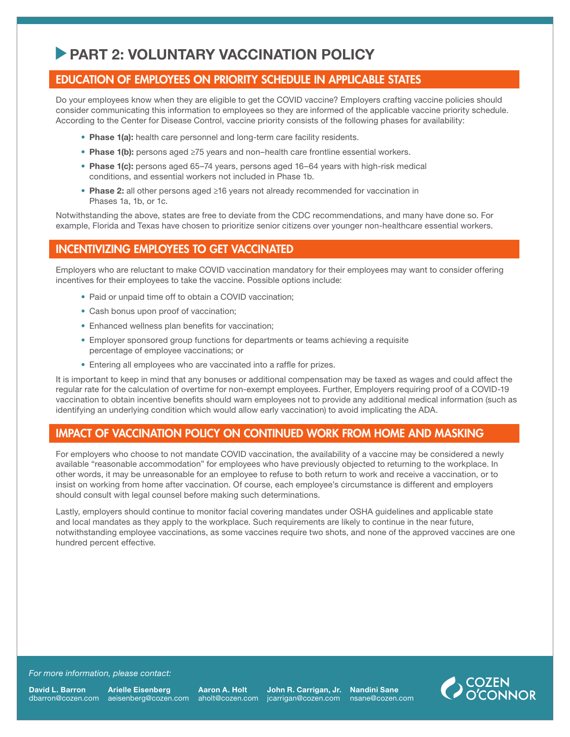# PART 2: VOLUNTARY VACCINATION POLICY

## EDUCATION OF EMPLOYEES ON PRIORITY SCHEDULE IN APPLICABLE STATES

Do your employees know when they are eligible to get the COVID vaccine? Employers crafting vaccine policies should consider communicating this information to employees so they are informed of the applicable vaccine priority schedule. According to the Center for Disease Control, vaccine priority consists of the following phases for availability:

- **Phase 1(a):** health care personnel and long-term care facility residents.
- **Phase 1(b):** persons aged ≥75 years and non–health care frontline essential workers.
- **Phase 1(c):** persons aged 65–74 years, persons aged 16–64 years with high-risk medical conditions, and essential workers not included in Phase 1b.
- **Phase 2:** all other persons aged ≥16 years not already recommended for vaccination in Phases 1a, 1b, or 1c.

Notwithstanding the above, states are free to deviate from the CDC recommendations, and many have done so. For example, Florida and Texas have chosen to prioritize senior citizens over younger non-healthcare essential workers.

## INCENTIVIZING EMPLOYEES TO GET VACCINATED

Employers who are reluctant to make COVID vaccination mandatory for their employees may want to consider offering incentives for their employees to take the vaccine. Possible options include:

- Paid or unpaid time off to obtain a COVID vaccination;
- Cash bonus upon proof of vaccination;
- Enhanced wellness plan benefits for vaccination;
- Employer sponsored group functions for departments or teams achieving a requisite percentage of employee vaccinations; or
- Entering all employees who are vaccinated into a raffle for prizes.

It is important to keep in mind that any bonuses or additional compensation may be taxed as wages and could affect the regular rate for the calculation of overtime for non-exempt employees. Further, Employers requiring proof of a COVID-19 vaccination to obtain incentive benefits should warn employees not to provide any additional medical information (such as identifying an underlying condition which would allow early vaccination) to avoid implicating the ADA.

## IMPACT OF VACCINATION POLICY ON CONTINUED WORK FROM HOME AND MASKING

For employers who choose to not mandate COVID vaccination, the availability of a vaccine may be considered a newly available "reasonable accommodation" for employees who have previously objected to returning to the workplace. In other words, it may be unreasonable for an employee to refuse to both return to work and receive a vaccination, or to insist on working from home after vaccination. Of course, each employee's circumstance is different and employers should consult with legal counsel before making such determinations.

Lastly, employers should continue to monitor facial covering mandates under OSHA guidelines and applicable state and local mandates as they apply to the workplace. Such requirements are likely to continue in the near future, notwithstanding employee vaccinations, as some vaccines require two shots, and none of the approved vaccines are one hundred percent effective.

*For more information, please contact:*

**David L. Barron**
dbarron@cozen.com

**Arielle Eisenberg**
aeisenberg@cozen.com

**Aaron A. Holt**
aholt@cozen.com

**John R. Carrigan, Jr.**
jcarrigan@cozen.com

**Nandini Sane**
nsane@cozen.com

COZEN O'CONNOR